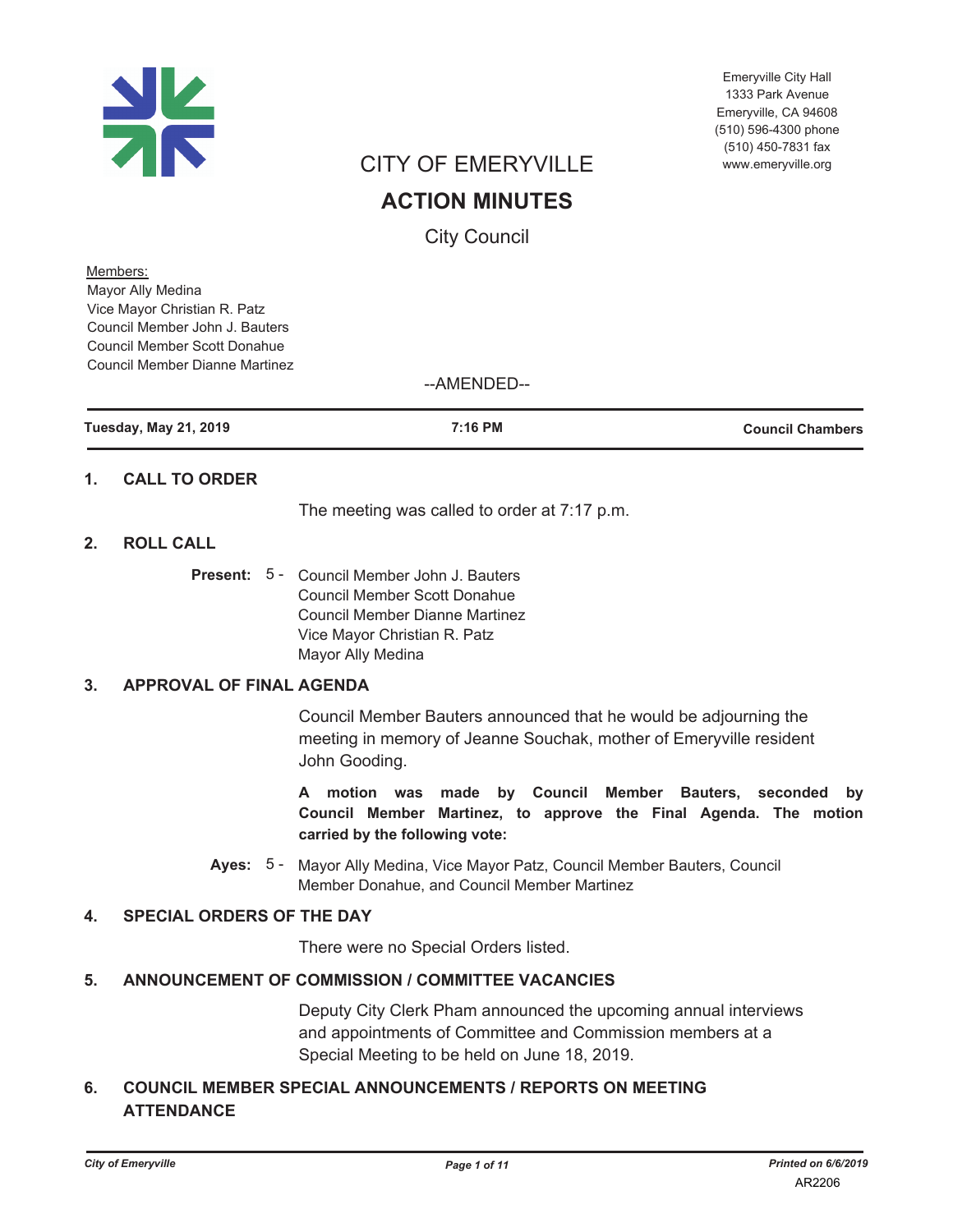Emeryville City Hall
1333 Park Avenue
Emeryville, CA 94608
(510) 596-4300 phone
(510) 450-7831 fax
www.emeryville.org

# CITY OF EMERYVILLE

# ACTION MINUTES

## City Council

Members:
Mayor Ally Medina
Vice Mayor Christian R. Patz
Council Member John J. Bauters
Council Member Scott Donahue
Council Member Dianne Martinez

--AMENDED--

| Tuesday, May 21, 2019 | 7:16 PM | Council Chambers |
|---|---|---|

### 1. CALL TO ORDER

The meeting was called to order at 7:17 p.m.

### 2. ROLL CALL

**Present:** 5 - Council Member John J. Bauters
Council Member Scott Donahue
Council Member Dianne Martinez
Vice Mayor Christian R. Patz
Mayor Ally Medina

### 3. APPROVAL OF FINAL AGENDA

Council Member Bauters announced that he would be adjourning the meeting in memory of Jeanne Souchak, mother of Emeryville resident John Gooding.

**A motion was made by Council Member Bauters, seconded by Council Member Martinez, to approve the Final Agenda. The motion carried by the following vote:**

**Ayes:** 5 - Mayor Ally Medina, Vice Mayor Patz, Council Member Bauters, Council Member Donahue, and Council Member Martinez

### 4. SPECIAL ORDERS OF THE DAY

There were no Special Orders listed.

### 5. ANNOUNCEMENT OF COMMISSION / COMMITTEE VACANCIES

Deputy City Clerk Pham announced the upcoming annual interviews and appointments of Committee and Commission members at a Special Meeting to be held on June 18, 2019.

### 6. COUNCIL MEMBER SPECIAL ANNOUNCEMENTS / REPORTS ON MEETING ATTENDANCE

AR2206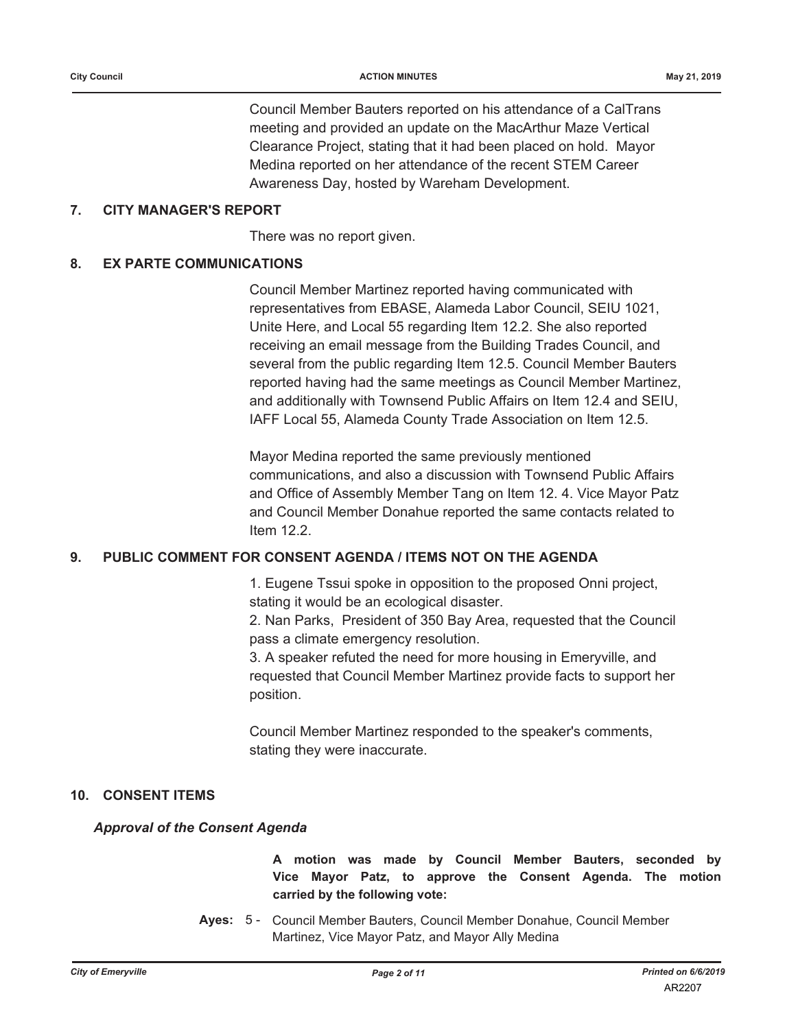Council Member Bauters reported on his attendance of a CalTrans meeting and provided an update on the MacArthur Maze Vertical Clearance Project, stating that it had been placed on hold. Mayor Medina reported on her attendance of the recent STEM Career Awareness Day, hosted by Wareham Development.

## 7. CITY MANAGER'S REPORT

There was no report given.

## 8. EX PARTE COMMUNICATIONS

Council Member Martinez reported having communicated with representatives from EBASE, Alameda Labor Council, SEIU 1021, Unite Here, and Local 55 regarding Item 12.2. She also reported receiving an email message from the Building Trades Council, and several from the public regarding Item 12.5. Council Member Bauters reported having had the same meetings as Council Member Martinez, and additionally with Townsend Public Affairs on Item 12.4 and SEIU, IAFF Local 55, Alameda County Trade Association on Item 12.5.

Mayor Medina reported the same previously mentioned communications, and also a discussion with Townsend Public Affairs and Office of Assembly Member Tang on Item 12. 4. Vice Mayor Patz and Council Member Donahue reported the same contacts related to Item 12.2.

## 9. PUBLIC COMMENT FOR CONSENT AGENDA / ITEMS NOT ON THE AGENDA

1. Eugene Tssui spoke in opposition to the proposed Onni project, stating it would be an ecological disaster.
2. Nan Parks, President of 350 Bay Area, requested that the Council pass a climate emergency resolution.
3. A speaker refuted the need for more housing in Emeryville, and requested that Council Member Martinez provide facts to support her position.

Council Member Martinez responded to the speaker's comments, stating they were inaccurate.

## 10. CONSENT ITEMS

### *Approval of the Consent Agenda*

**A motion was made by Council Member Bauters, seconded by Vice Mayor Patz, to approve the Consent Agenda. The motion carried by the following vote:**

**Ayes:** 5 - Council Member Bauters, Council Member Donahue, Council Member Martinez, Vice Mayor Patz, and Mayor Ally Medina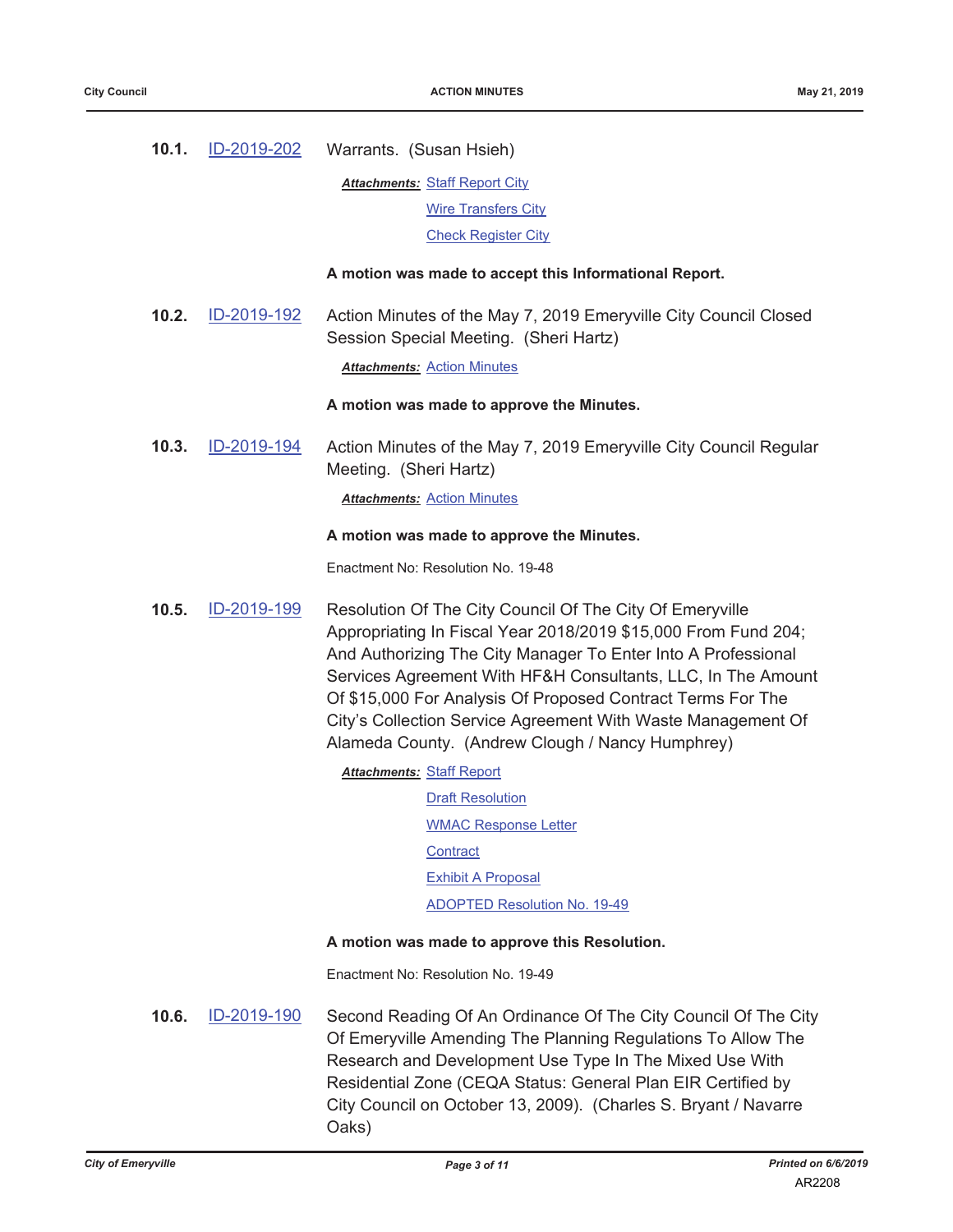**10.1.** ID-2019-202 Warrants. (Susan Hsieh)

***Attachments:*** Staff Report City
Wire Transfers City
Check Register City

**A motion was made to accept this Informational Report.**

**10.2.** ID-2019-192 Action Minutes of the May 7, 2019 Emeryville City Council Closed Session Special Meeting. (Sheri Hartz)

***Attachments:*** Action Minutes

**A motion was made to approve the Minutes.**

**10.3.** ID-2019-194 Action Minutes of the May 7, 2019 Emeryville City Council Regular Meeting. (Sheri Hartz)

***Attachments:*** Action Minutes

**A motion was made to approve the Minutes.**

Enactment No: Resolution No. 19-48

**10.5.** ID-2019-199 Resolution Of The City Council Of The City Of Emeryville Appropriating In Fiscal Year 2018/2019 $15,000 From Fund 204; And Authorizing The City Manager To Enter Into A Professional Services Agreement With HF&H Consultants, LLC, In The Amount Of $15,000 For Analysis Of Proposed Contract Terms For The City's Collection Service Agreement With Waste Management Of Alameda County. (Andrew Clough / Nancy Humphrey)

***Attachments:*** Staff Report
Draft Resolution
WMAC Response Letter
Contract
Exhibit A Proposal
ADOPTED Resolution No. 19-49

**A motion was made to approve this Resolution.**

Enactment No: Resolution No. 19-49

**10.6.** ID-2019-190 Second Reading Of An Ordinance Of The City Council Of The City Of Emeryville Amending The Planning Regulations To Allow The Research and Development Use Type In The Mixed Use With Residential Zone (CEQA Status: General Plan EIR Certified by City Council on October 13, 2009). (Charles S. Bryant / Navarre Oaks)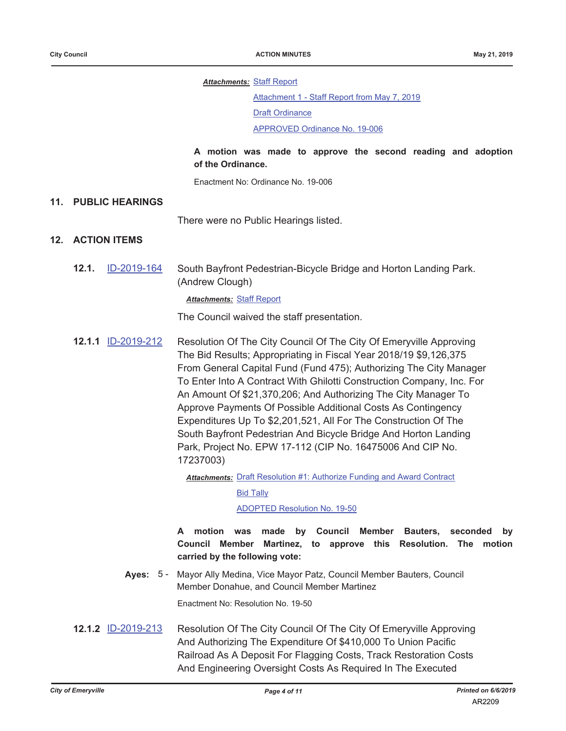***Attachments:*** Staff Report

Attachment 1 - Staff Report from May 7, 2019

Draft Ordinance

APPROVED Ordinance No. 19-006

**A motion was made to approve the second reading and adoption of the Ordinance.**

Enactment No: Ordinance No. 19-006

## 11. PUBLIC HEARINGS

There were no Public Hearings listed.

## 12. ACTION ITEMS

**12.1.** ID-2019-164 South Bayfront Pedestrian-Bicycle Bridge and Horton Landing Park. (Andrew Clough)

***Attachments:*** Staff Report

The Council waived the staff presentation.

**12.1.1** ID-2019-212 Resolution Of The City Council Of The City Of Emeryville Approving The Bid Results; Appropriating in Fiscal Year 2018/19 $9,126,375 From General Capital Fund (Fund 475); Authorizing The City Manager To Enter Into A Contract With Ghilotti Construction Company, Inc. For An Amount Of $21,370,206; And Authorizing The City Manager To Approve Payments Of Possible Additional Costs As Contingency Expenditures Up To $2,201,521, All For The Construction Of The South Bayfront Pedestrian And Bicycle Bridge And Horton Landing Park, Project No. EPW 17-112 (CIP No. 16475006 And CIP No. 17237003)

***Attachments:*** Draft Resolution #1: Authorize Funding and Award Contract

Bid Tally

ADOPTED Resolution No. 19-50

**A motion was made by Council Member Bauters, seconded by Council Member Martinez, to approve this Resolution. The motion carried by the following vote:**

**Ayes:** 5 - Mayor Ally Medina, Vice Mayor Patz, Council Member Bauters, Council Member Donahue, and Council Member Martinez

Enactment No: Resolution No. 19-50

**12.1.2** ID-2019-213 Resolution Of The City Council Of The City Of Emeryville Approving And Authorizing The Expenditure Of $410,000 To Union Pacific Railroad As A Deposit For Flagging Costs, Track Restoration Costs And Engineering Oversight Costs As Required In The Executed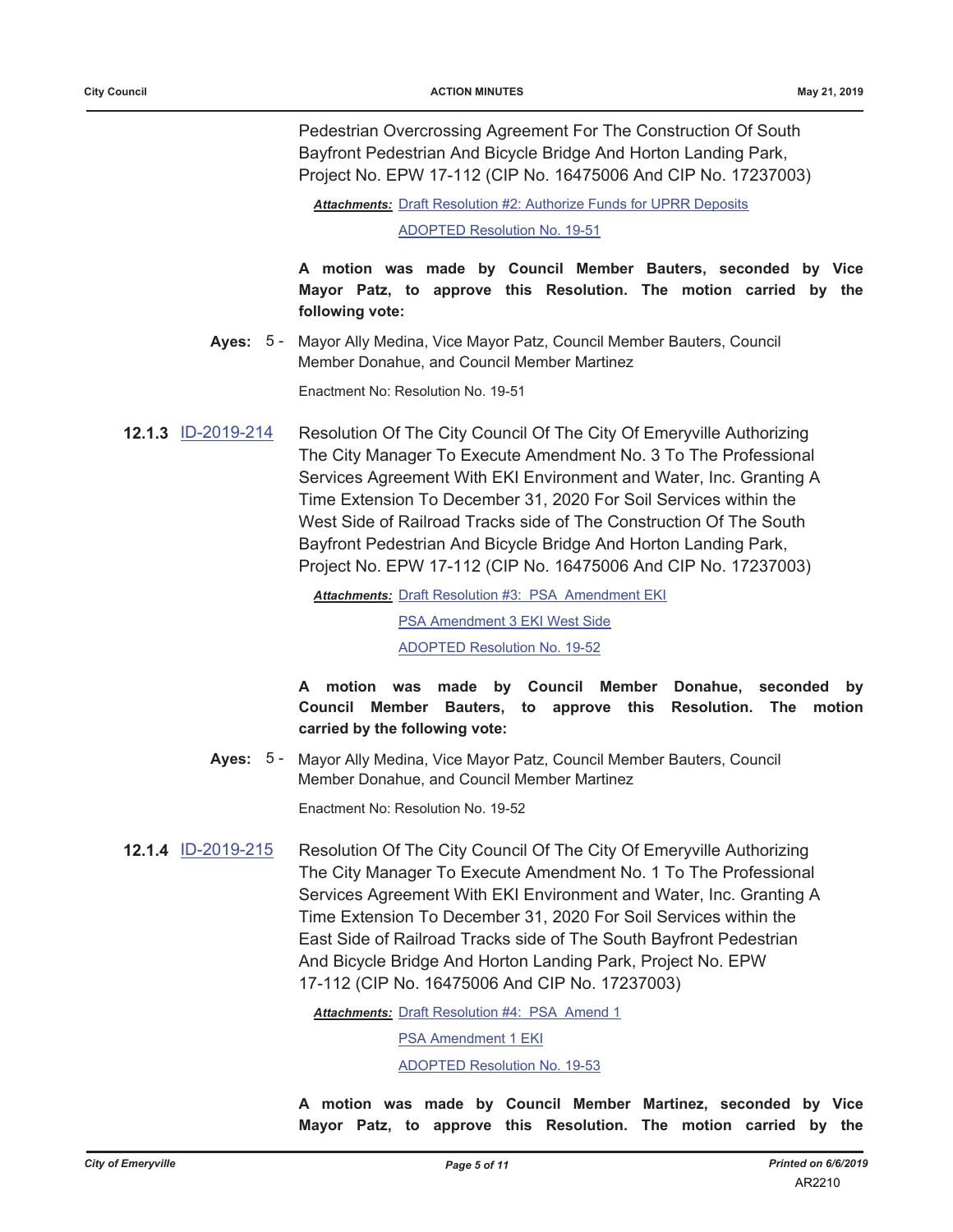Pedestrian Overcrossing Agreement For The Construction Of South Bayfront Pedestrian And Bicycle Bridge And Horton Landing Park, Project No. EPW 17-112 (CIP No. 16475006 And CIP No. 17237003)

***Attachments:*** Draft Resolution #2: Authorize Funds for UPRR Deposits
ADOPTED Resolution No. 19-51

**A motion was made by Council Member Bauters, seconded by Vice Mayor Patz, to approve this Resolution. The motion carried by the following vote:**

**Ayes:** 5 - Mayor Ally Medina, Vice Mayor Patz, Council Member Bauters, Council Member Donahue, and Council Member Martinez

Enactment No: Resolution No. 19-51

**12.1.3** ID-2019-214 Resolution Of The City Council Of The City Of Emeryville Authorizing The City Manager To Execute Amendment No. 3 To The Professional Services Agreement With EKI Environment and Water, Inc. Granting A Time Extension To December 31, 2020 For Soil Services within the West Side of Railroad Tracks side of The Construction Of The South Bayfront Pedestrian And Bicycle Bridge And Horton Landing Park, Project No. EPW 17-112 (CIP No. 16475006 And CIP No. 17237003)

***Attachments:*** Draft Resolution #3: PSA Amendment EKI
PSA Amendment 3 EKI West Side
ADOPTED Resolution No. 19-52

**A motion was made by Council Member Donahue, seconded by Council Member Bauters, to approve this Resolution. The motion carried by the following vote:**

**Ayes:** 5 - Mayor Ally Medina, Vice Mayor Patz, Council Member Bauters, Council Member Donahue, and Council Member Martinez

Enactment No: Resolution No. 19-52

**12.1.4** ID-2019-215 Resolution Of The City Council Of The City Of Emeryville Authorizing The City Manager To Execute Amendment No. 1 To The Professional Services Agreement With EKI Environment and Water, Inc. Granting A Time Extension To December 31, 2020 For Soil Services within the East Side of Railroad Tracks side of The South Bayfront Pedestrian And Bicycle Bridge And Horton Landing Park, Project No. EPW 17-112 (CIP No. 16475006 And CIP No. 17237003)

***Attachments:*** Draft Resolution #4: PSA Amend 1
PSA Amendment 1 EKI
ADOPTED Resolution No. 19-53

**A motion was made by Council Member Martinez, seconded by Vice Mayor Patz, to approve this Resolution. The motion carried by the**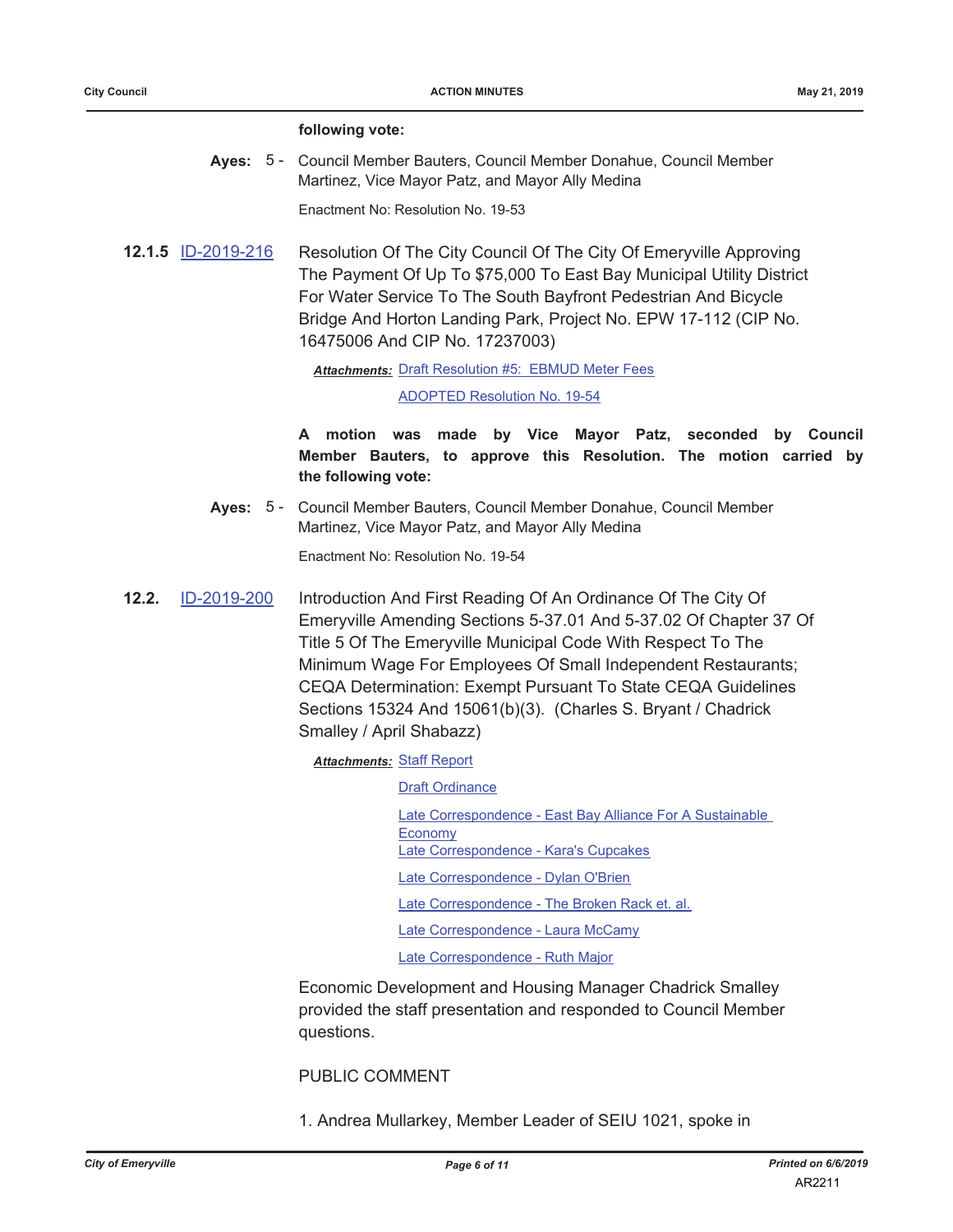following vote:

**Ayes:** 5 - Council Member Bauters, Council Member Donahue, Council Member Martinez, Vice Mayor Patz, and Mayor Ally Medina

Enactment No: Resolution No. 19-53

**12.1.5** ID-2019-216 Resolution Of The City Council Of The City Of Emeryville Approving The Payment Of Up To $75,000 To East Bay Municipal Utility District For Water Service To The South Bayfront Pedestrian And Bicycle Bridge And Horton Landing Park, Project No. EPW 17-112 (CIP No. 16475006 And CIP No. 17237003)

***Attachments:*** Draft Resolution #5: EBMUD Meter Fees

ADOPTED Resolution No. 19-54

**A motion was made by Vice Mayor Patz, seconded by Council Member Bauters, to approve this Resolution. The motion carried by the following vote:**

**Ayes:** 5 - Council Member Bauters, Council Member Donahue, Council Member Martinez, Vice Mayor Patz, and Mayor Ally Medina

Enactment No: Resolution No. 19-54

**12.2.** ID-2019-200 Introduction And First Reading Of An Ordinance Of The City Of Emeryville Amending Sections 5-37.01 And 5-37.02 Of Chapter 37 Of Title 5 Of The Emeryville Municipal Code With Respect To The Minimum Wage For Employees Of Small Independent Restaurants; CEQA Determination: Exempt Pursuant To State CEQA Guidelines Sections 15324 And 15061(b)(3). (Charles S. Bryant / Chadrick Smalley / April Shabazz)

***Attachments:*** Staff Report

Draft Ordinance

Late Correspondence - East Bay Alliance For A Sustainable Economy

Late Correspondence - Kara's Cupcakes

Late Correspondence - Dylan O'Brien

Late Correspondence - The Broken Rack et. al.

Late Correspondence - Laura McCamy

Late Correspondence - Ruth Major

Economic Development and Housing Manager Chadrick Smalley provided the staff presentation and responded to Council Member questions.

PUBLIC COMMENT

1. Andrea Mullarkey, Member Leader of SEIU 1021, spoke in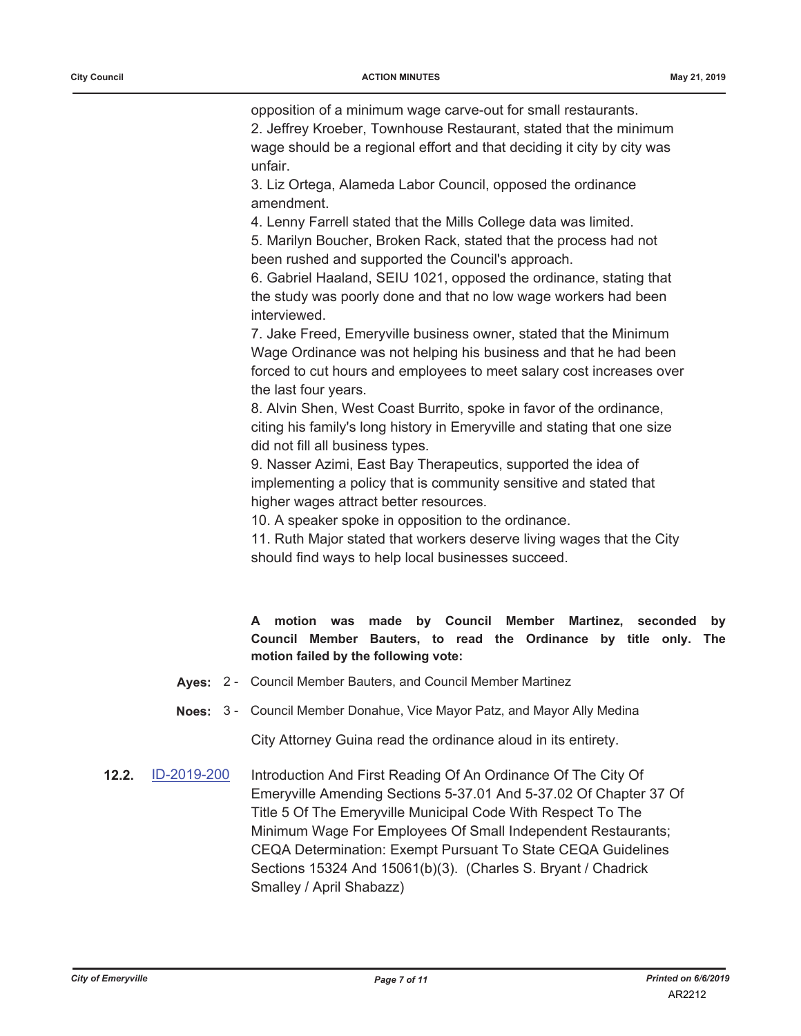opposition of a minimum wage carve-out for small restaurants.

2. Jeffrey Kroeber, Townhouse Restaurant, stated that the minimum wage should be a regional effort and that deciding it city by city was unfair.

3. Liz Ortega, Alameda Labor Council, opposed the ordinance amendment.

4. Lenny Farrell stated that the Mills College data was limited.

5. Marilyn Boucher, Broken Rack, stated that the process had not been rushed and supported the Council's approach.

6. Gabriel Haaland, SEIU 1021, opposed the ordinance, stating that the study was poorly done and that no low wage workers had been interviewed.

7. Jake Freed, Emeryville business owner, stated that the Minimum Wage Ordinance was not helping his business and that he had been forced to cut hours and employees to meet salary cost increases over the last four years.

8. Alvin Shen, West Coast Burrito, spoke in favor of the ordinance, citing his family's long history in Emeryville and stating that one size did not fill all business types.

9. Nasser Azimi, East Bay Therapeutics, supported the idea of implementing a policy that is community sensitive and stated that higher wages attract better resources.

10. A speaker spoke in opposition to the ordinance.

11. Ruth Major stated that workers deserve living wages that the City should find ways to help local businesses succeed.

**A motion was made by Council Member Martinez, seconded by Council Member Bauters, to read the Ordinance by title only. The motion failed by the following vote:**

**Ayes:** 2 - Council Member Bauters, and Council Member Martinez

**Noes:** 3 - Council Member Donahue, Vice Mayor Patz, and Mayor Ally Medina

City Attorney Guina read the ordinance aloud in its entirety.

**12.2.** ID-2019-200 Introduction And First Reading Of An Ordinance Of The City Of Emeryville Amending Sections 5-37.01 And 5-37.02 Of Chapter 37 Of Title 5 Of The Emeryville Municipal Code With Respect To The Minimum Wage For Employees Of Small Independent Restaurants; CEQA Determination: Exempt Pursuant To State CEQA Guidelines Sections 15324 And 15061(b)(3). (Charles S. Bryant / Chadrick Smalley / April Shabazz)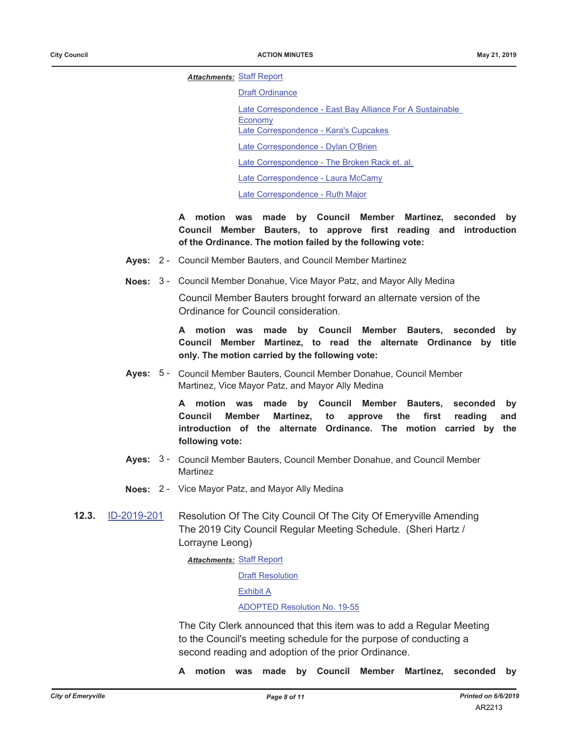***Attachments:*** Staff Report

Draft Ordinance

Late Correspondence - East Bay Alliance For A Sustainable Economy

Late Correspondence - Kara's Cupcakes

Late Correspondence - Dylan O'Brien

Late Correspondence - The Broken Rack et. al.

Late Correspondence - Laura McCamy

Late Correspondence - Ruth Major

**A motion was made by Council Member Martinez, seconded by Council Member Bauters, to approve first reading and introduction of the Ordinance. The motion failed by the following vote:**

**Ayes:** 2 - Council Member Bauters, and Council Member Martinez

**Noes:** 3 - Council Member Donahue, Vice Mayor Patz, and Mayor Ally Medina

Council Member Bauters brought forward an alternate version of the Ordinance for Council consideration.

**A motion was made by Council Member Bauters, seconded by Council Member Martinez, to read the alternate Ordinance by title only. The motion carried by the following vote:**

**Ayes:** 5 - Council Member Bauters, Council Member Donahue, Council Member Martinez, Vice Mayor Patz, and Mayor Ally Medina

**A motion was made by Council Member Bauters, seconded by Council Member Martinez, to approve the first reading and introduction of the alternate Ordinance. The motion carried by the following vote:**

**Ayes:** 3 - Council Member Bauters, Council Member Donahue, and Council Member Martinez

**Noes:** 2 - Vice Mayor Patz, and Mayor Ally Medina

**12.3.** ID-2019-201 Resolution Of The City Council Of The City Of Emeryville Amending The 2019 City Council Regular Meeting Schedule. (Sheri Hartz / Lorrayne Leong)

***Attachments:*** Staff Report

Draft Resolution

Exhibit A

ADOPTED Resolution No. 19-55

The City Clerk announced that this item was to add a Regular Meeting to the Council's meeting schedule for the purpose of conducting a second reading and adoption of the prior Ordinance.

**A motion was made by Council Member Martinez, seconded by**

AR2213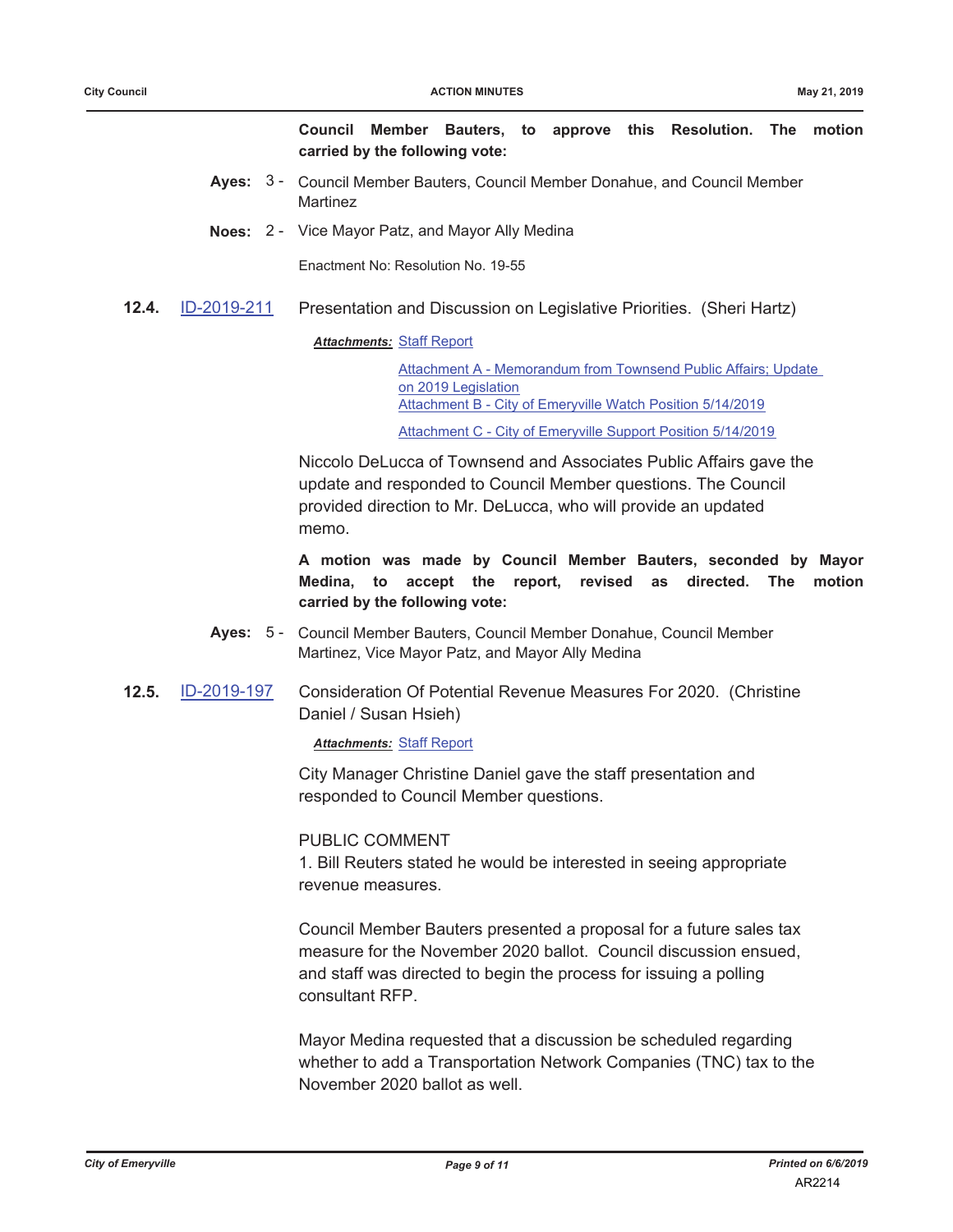**Council Member Bauters, to approve this Resolution. The motion carried by the following vote:**

**Ayes:** 3 - Council Member Bauters, Council Member Donahue, and Council Member Martinez

**Noes:** 2 - Vice Mayor Patz, and Mayor Ally Medina

Enactment No: Resolution No. 19-55

**12.4.** ID-2019-211 Presentation and Discussion on Legislative Priorities. (Sheri Hartz)

***Attachments:*** Staff Report

Attachment A - Memorandum from Townsend Public Affairs; Update on 2019 Legislation

Attachment B - City of Emeryville Watch Position 5/14/2019

Attachment C - City of Emeryville Support Position 5/14/2019

Niccolo DeLucca of Townsend and Associates Public Affairs gave the update and responded to Council Member questions. The Council provided direction to Mr. DeLucca, who will provide an updated memo.

**A motion was made by Council Member Bauters, seconded by Mayor Medina, to accept the report, revised as directed. The motion carried by the following vote:**

**Ayes:** 5 - Council Member Bauters, Council Member Donahue, Council Member Martinez, Vice Mayor Patz, and Mayor Ally Medina

**12.5.** ID-2019-197 Consideration Of Potential Revenue Measures For 2020. (Christine Daniel / Susan Hsieh)

***Attachments:*** Staff Report

City Manager Christine Daniel gave the staff presentation and responded to Council Member questions.

PUBLIC COMMENT

1. Bill Reuters stated he would be interested in seeing appropriate revenue measures.

Council Member Bauters presented a proposal for a future sales tax measure for the November 2020 ballot. Council discussion ensued, and staff was directed to begin the process for issuing a polling consultant RFP.

Mayor Medina requested that a discussion be scheduled regarding whether to add a Transportation Network Companies (TNC) tax to the November 2020 ballot as well.

AR2214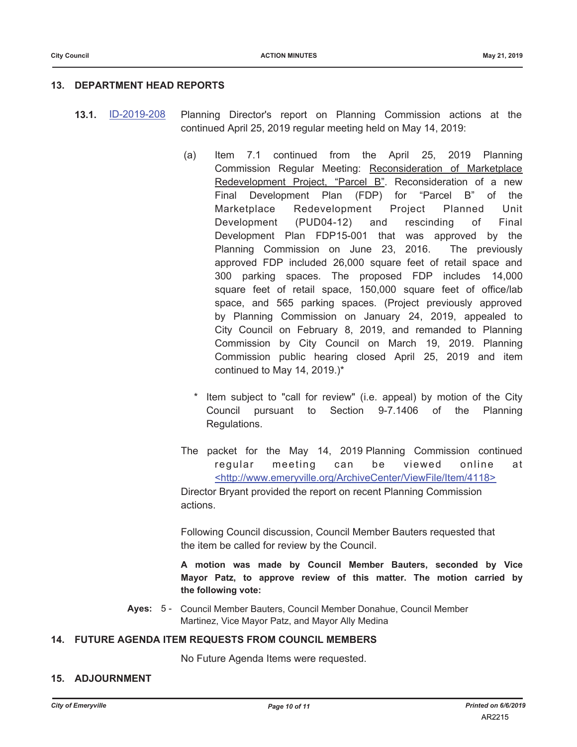## 13. DEPARTMENT HEAD REPORTS

**13.1.** ID-2019-208 Planning Director's report on Planning Commission actions at the continued April 25, 2019 regular meeting held on May 14, 2019:

(a) Item 7.1 continued from the April 25, 2019 Planning Commission Regular Meeting: Reconsideration of Marketplace Redevelopment Project, "Parcel B". Reconsideration of a new Final Development Plan (FDP) for "Parcel B" of the Marketplace Redevelopment Project Planned Unit Development (PUD04-12) and rescinding of Final Development Plan FDP15-001 that was approved by the Planning Commission on June 23, 2016. The previously approved FDP included 26,000 square feet of retail space and 300 parking spaces. The proposed FDP includes 14,000 square feet of retail space, 150,000 square feet of office/lab space, and 565 parking spaces. (Project previously approved by Planning Commission on January 24, 2019, appealed to City Council on February 8, 2019, and remanded to Planning Commission by City Council on March 19, 2019. Planning Commission public hearing closed April 25, 2019 and item continued to May 14, 2019.)*

\* Item subject to "call for review" (i.e. appeal) by motion of the City Council pursuant to Section 9-7.1406 of the Planning Regulations.

The packet for the May 14, 2019 Planning Commission continued regular meeting can be viewed online at <http://www.emeryville.org/ArchiveCenter/ViewFile/Item/4118>

Director Bryant provided the report on recent Planning Commission actions.

Following Council discussion, Council Member Bauters requested that the item be called for review by the Council.

**A motion was made by Council Member Bauters, seconded by Vice Mayor Patz, to approve review of this matter. The motion carried by the following vote:**

**Ayes:** 5 - Council Member Bauters, Council Member Donahue, Council Member Martinez, Vice Mayor Patz, and Mayor Ally Medina

## 14. FUTURE AGENDA ITEM REQUESTS FROM COUNCIL MEMBERS

No Future Agenda Items were requested.

## 15. ADJOURNMENT

AR2215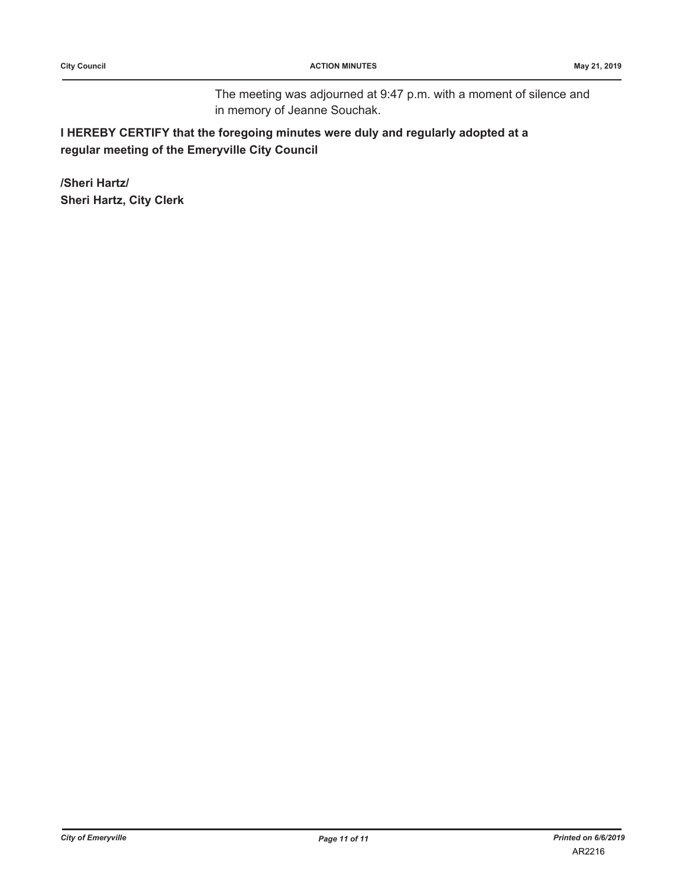The meeting was adjourned at 9:47 p.m. with a moment of silence and in memory of Jeanne Souchak.

**I HEREBY CERTIFY that the foregoing minutes were duly and regularly adopted at a regular meeting of the Emeryville City Council**

**/Sheri Hartz/**
**Sheri Hartz, City Clerk**

AR2216